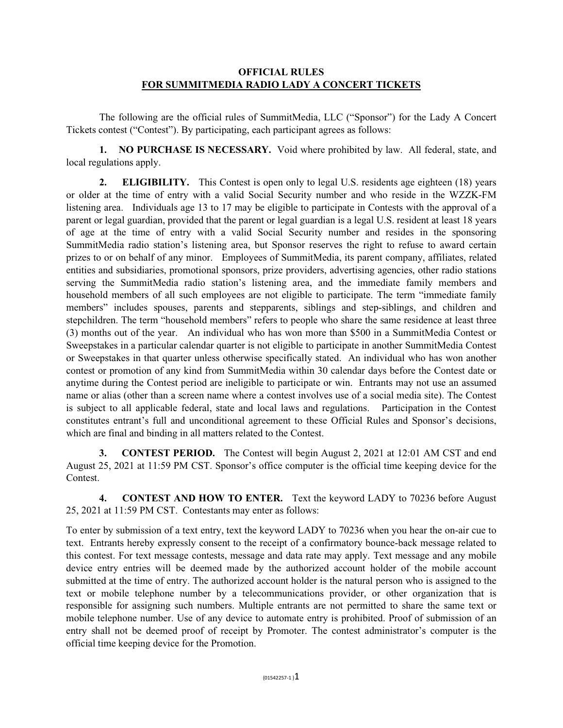# OFFICIAL RULES
# FOR SUMMITMEDIA RADIO LADY A CONCERT TICKETS

The following are the official rules of SummitMedia, LLC ("Sponsor") for the Lady A Concert Tickets contest ("Contest"). By participating, each participant agrees as follows:

**1. NO PURCHASE IS NECESSARY.** Void where prohibited by law. All federal, state, and local regulations apply.

**2. ELIGIBILITY.** This Contest is open only to legal U.S. residents age eighteen (18) years or older at the time of entry with a valid Social Security number and who reside in the WZZK-FM listening area. Individuals age 13 to 17 may be eligible to participate in Contests with the approval of a parent or legal guardian, provided that the parent or legal guardian is a legal U.S. resident at least 18 years of age at the time of entry with a valid Social Security number and resides in the sponsoring SummitMedia radio station's listening area, but Sponsor reserves the right to refuse to award certain prizes to or on behalf of any minor. Employees of SummitMedia, its parent company, affiliates, related entities and subsidiaries, promotional sponsors, prize providers, advertising agencies, other radio stations serving the SummitMedia radio station's listening area, and the immediate family members and household members of all such employees are not eligible to participate. The term "immediate family members" includes spouses, parents and stepparents, siblings and step-siblings, and children and stepchildren. The term "household members" refers to people who share the same residence at least three (3) months out of the year. An individual who has won more than $500 in a SummitMedia Contest or Sweepstakes in a particular calendar quarter is not eligible to participate in another SummitMedia Contest or Sweepstakes in that quarter unless otherwise specifically stated. An individual who has won another contest or promotion of any kind from SummitMedia within 30 calendar days before the Contest date or anytime during the Contest period are ineligible to participate or win. Entrants may not use an assumed name or alias (other than a screen name where a contest involves use of a social media site). The Contest is subject to all applicable federal, state and local laws and regulations. Participation in the Contest constitutes entrant's full and unconditional agreement to these Official Rules and Sponsor's decisions, which are final and binding in all matters related to the Contest.

**3. CONTEST PERIOD.** The Contest will begin August 2, 2021 at 12:01 AM CST and end August 25, 2021 at 11:59 PM CST. Sponsor's office computer is the official time keeping device for the Contest.

**4. CONTEST AND HOW TO ENTER.** Text the keyword LADY to 70236 before August 25, 2021 at 11:59 PM CST. Contestants may enter as follows:

To enter by submission of a text entry, text the keyword LADY to 70236 when you hear the on-air cue to text. Entrants hereby expressly consent to the receipt of a confirmatory bounce-back message related to this contest. For text message contests, message and data rate may apply. Text message and any mobile device entry entries will be deemed made by the authorized account holder of the mobile account submitted at the time of entry. The authorized account holder is the natural person who is assigned to the text or mobile telephone number by a telecommunications provider, or other organization that is responsible for assigning such numbers. Multiple entrants are not permitted to share the same text or mobile telephone number. Use of any device to automate entry is prohibited. Proof of submission of an entry shall not be deemed proof of receipt by Promoter. The contest administrator's computer is the official time keeping device for the Promotion.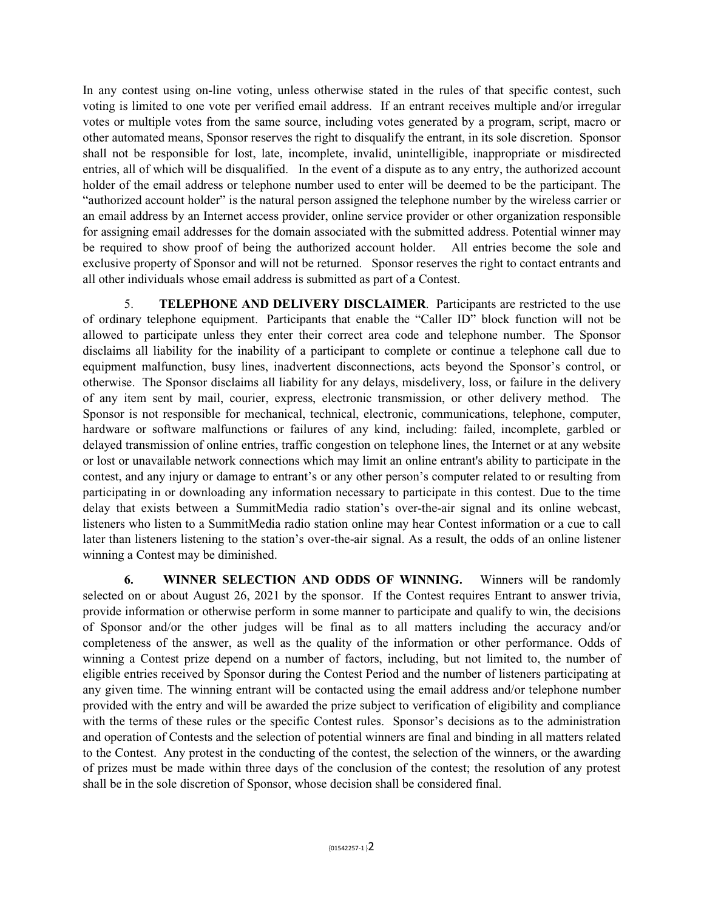In any contest using on-line voting, unless otherwise stated in the rules of that specific contest, such voting is limited to one vote per verified email address. If an entrant receives multiple and/or irregular votes or multiple votes from the same source, including votes generated by a program, script, macro or other automated means, Sponsor reserves the right to disqualify the entrant, in its sole discretion. Sponsor shall not be responsible for lost, late, incomplete, invalid, unintelligible, inappropriate or misdirected entries, all of which will be disqualified. In the event of a dispute as to any entry, the authorized account holder of the email address or telephone number used to enter will be deemed to be the participant. The "authorized account holder" is the natural person assigned the telephone number by the wireless carrier or an email address by an Internet access provider, online service provider or other organization responsible for assigning email addresses for the domain associated with the submitted address. Potential winner may be required to show proof of being the authorized account holder. All entries become the sole and exclusive property of Sponsor and will not be returned. Sponsor reserves the right to contact entrants and all other individuals whose email address is submitted as part of a Contest.

5. **TELEPHONE AND DELIVERY DISCLAIMER**. Participants are restricted to the use of ordinary telephone equipment. Participants that enable the "Caller ID" block function will not be allowed to participate unless they enter their correct area code and telephone number. The Sponsor disclaims all liability for the inability of a participant to complete or continue a telephone call due to equipment malfunction, busy lines, inadvertent disconnections, acts beyond the Sponsor's control, or otherwise. The Sponsor disclaims all liability for any delays, misdelivery, loss, or failure in the delivery of any item sent by mail, courier, express, electronic transmission, or other delivery method. The Sponsor is not responsible for mechanical, technical, electronic, communications, telephone, computer, hardware or software malfunctions or failures of any kind, including: failed, incomplete, garbled or delayed transmission of online entries, traffic congestion on telephone lines, the Internet or at any website or lost or unavailable network connections which may limit an online entrant's ability to participate in the contest, and any injury or damage to entrant's or any other person's computer related to or resulting from participating in or downloading any information necessary to participate in this contest. Due to the time delay that exists between a SummitMedia radio station's over-the-air signal and its online webcast, listeners who listen to a SummitMedia radio station online may hear Contest information or a cue to call later than listeners listening to the station's over-the-air signal. As a result, the odds of an online listener winning a Contest may be diminished.

**6. WINNER SELECTION AND ODDS OF WINNING.** Winners will be randomly selected on or about August 26, 2021 by the sponsor. If the Contest requires Entrant to answer trivia, provide information or otherwise perform in some manner to participate and qualify to win, the decisions of Sponsor and/or the other judges will be final as to all matters including the accuracy and/or completeness of the answer, as well as the quality of the information or other performance. Odds of winning a Contest prize depend on a number of factors, including, but not limited to, the number of eligible entries received by Sponsor during the Contest Period and the number of listeners participating at any given time. The winning entrant will be contacted using the email address and/or telephone number provided with the entry and will be awarded the prize subject to verification of eligibility and compliance with the terms of these rules or the specific Contest rules. Sponsor's decisions as to the administration and operation of Contests and the selection of potential winners are final and binding in all matters related to the Contest. Any protest in the conducting of the contest, the selection of the winners, or the awarding of prizes must be made within three days of the conclusion of the contest; the resolution of any protest shall be in the sole discretion of Sponsor, whose decision shall be considered final.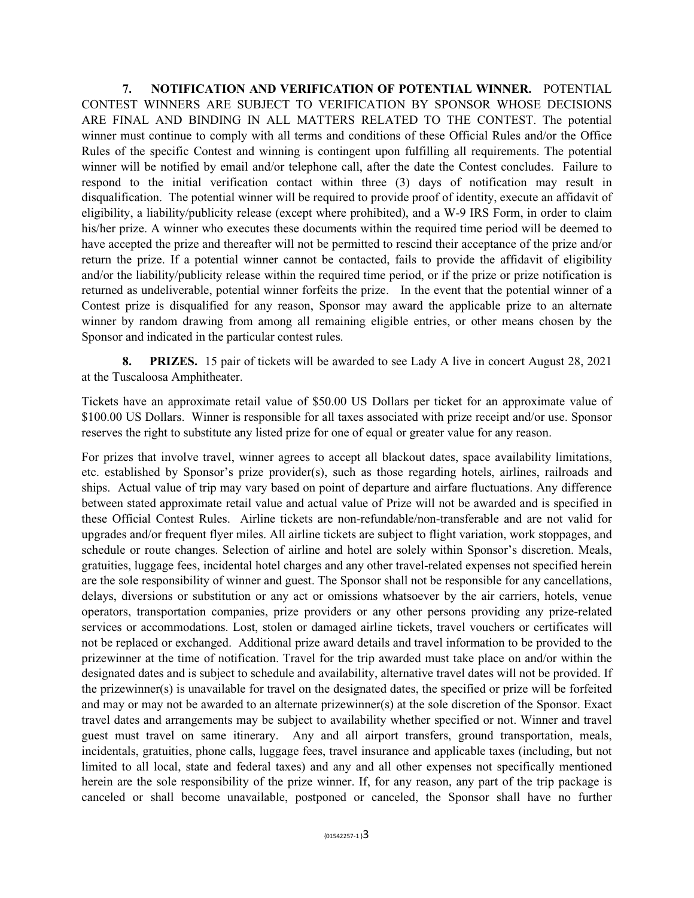**7. NOTIFICATION AND VERIFICATION OF POTENTIAL WINNER.** POTENTIAL CONTEST WINNERS ARE SUBJECT TO VERIFICATION BY SPONSOR WHOSE DECISIONS ARE FINAL AND BINDING IN ALL MATTERS RELATED TO THE CONTEST. The potential winner must continue to comply with all terms and conditions of these Official Rules and/or the Office Rules of the specific Contest and winning is contingent upon fulfilling all requirements. The potential winner will be notified by email and/or telephone call, after the date the Contest concludes. Failure to respond to the initial verification contact within three (3) days of notification may result in disqualification. The potential winner will be required to provide proof of identity, execute an affidavit of eligibility, a liability/publicity release (except where prohibited), and a W-9 IRS Form, in order to claim his/her prize. A winner who executes these documents within the required time period will be deemed to have accepted the prize and thereafter will not be permitted to rescind their acceptance of the prize and/or return the prize. If a potential winner cannot be contacted, fails to provide the affidavit of eligibility and/or the liability/publicity release within the required time period, or if the prize or prize notification is returned as undeliverable, potential winner forfeits the prize. In the event that the potential winner of a Contest prize is disqualified for any reason, Sponsor may award the applicable prize to an alternate winner by random drawing from among all remaining eligible entries, or other means chosen by the Sponsor and indicated in the particular contest rules.

**8. PRIZES.** 15 pair of tickets will be awarded to see Lady A live in concert August 28, 2021 at the Tuscaloosa Amphitheater.

Tickets have an approximate retail value of $50.00 US Dollars per ticket for an approximate value of $100.00 US Dollars. Winner is responsible for all taxes associated with prize receipt and/or use. Sponsor reserves the right to substitute any listed prize for one of equal or greater value for any reason.

For prizes that involve travel, winner agrees to accept all blackout dates, space availability limitations, etc. established by Sponsor's prize provider(s), such as those regarding hotels, airlines, railroads and ships. Actual value of trip may vary based on point of departure and airfare fluctuations. Any difference between stated approximate retail value and actual value of Prize will not be awarded and is specified in these Official Contest Rules. Airline tickets are non-refundable/non-transferable and are not valid for upgrades and/or frequent flyer miles. All airline tickets are subject to flight variation, work stoppages, and schedule or route changes. Selection of airline and hotel are solely within Sponsor's discretion. Meals, gratuities, luggage fees, incidental hotel charges and any other travel-related expenses not specified herein are the sole responsibility of winner and guest. The Sponsor shall not be responsible for any cancellations, delays, diversions or substitution or any act or omissions whatsoever by the air carriers, hotels, venue operators, transportation companies, prize providers or any other persons providing any prize-related services or accommodations. Lost, stolen or damaged airline tickets, travel vouchers or certificates will not be replaced or exchanged. Additional prize award details and travel information to be provided to the prizewinner at the time of notification. Travel for the trip awarded must take place on and/or within the designated dates and is subject to schedule and availability, alternative travel dates will not be provided. If the prizewinner(s) is unavailable for travel on the designated dates, the specified or prize will be forfeited and may or may not be awarded to an alternate prizewinner(s) at the sole discretion of the Sponsor. Exact travel dates and arrangements may be subject to availability whether specified or not. Winner and travel guest must travel on same itinerary. Any and all airport transfers, ground transportation, meals, incidentals, gratuities, phone calls, luggage fees, travel insurance and applicable taxes (including, but not limited to all local, state and federal taxes) and any and all other expenses not specifically mentioned herein are the sole responsibility of the prize winner. If, for any reason, any part of the trip package is canceled or shall become unavailable, postponed or canceled, the Sponsor shall have no further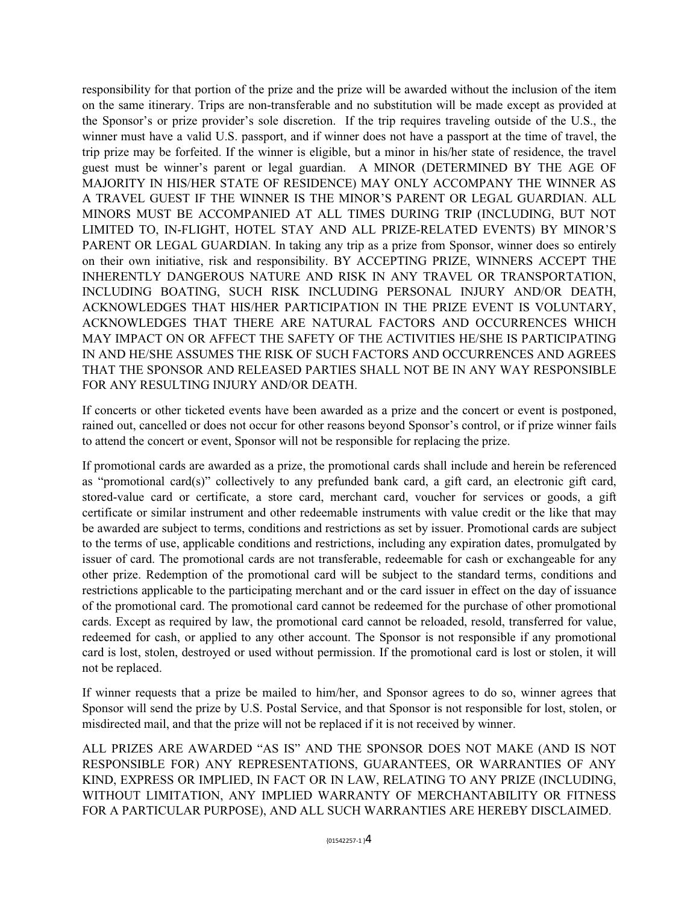responsibility for that portion of the prize and the prize will be awarded without the inclusion of the item on the same itinerary. Trips are non-transferable and no substitution will be made except as provided at the Sponsor's or prize provider's sole discretion. If the trip requires traveling outside of the U.S., the winner must have a valid U.S. passport, and if winner does not have a passport at the time of travel, the trip prize may be forfeited. If the winner is eligible, but a minor in his/her state of residence, the travel guest must be winner's parent or legal guardian. A MINOR (DETERMINED BY THE AGE OF MAJORITY IN HIS/HER STATE OF RESIDENCE) MAY ONLY ACCOMPANY THE WINNER AS A TRAVEL GUEST IF THE WINNER IS THE MINOR'S PARENT OR LEGAL GUARDIAN. ALL MINORS MUST BE ACCOMPANIED AT ALL TIMES DURING TRIP (INCLUDING, BUT NOT LIMITED TO, IN-FLIGHT, HOTEL STAY AND ALL PRIZE-RELATED EVENTS) BY MINOR'S PARENT OR LEGAL GUARDIAN. In taking any trip as a prize from Sponsor, winner does so entirely on their own initiative, risk and responsibility. BY ACCEPTING PRIZE, WINNERS ACCEPT THE INHERENTLY DANGEROUS NATURE AND RISK IN ANY TRAVEL OR TRANSPORTATION, INCLUDING BOATING, SUCH RISK INCLUDING PERSONAL INJURY AND/OR DEATH, ACKNOWLEDGES THAT HIS/HER PARTICIPATION IN THE PRIZE EVENT IS VOLUNTARY, ACKNOWLEDGES THAT THERE ARE NATURAL FACTORS AND OCCURRENCES WHICH MAY IMPACT ON OR AFFECT THE SAFETY OF THE ACTIVITIES HE/SHE IS PARTICIPATING IN AND HE/SHE ASSUMES THE RISK OF SUCH FACTORS AND OCCURRENCES AND AGREES THAT THE SPONSOR AND RELEASED PARTIES SHALL NOT BE IN ANY WAY RESPONSIBLE FOR ANY RESULTING INJURY AND/OR DEATH.

If concerts or other ticketed events have been awarded as a prize and the concert or event is postponed, rained out, cancelled or does not occur for other reasons beyond Sponsor's control, or if prize winner fails to attend the concert or event, Sponsor will not be responsible for replacing the prize.

If promotional cards are awarded as a prize, the promotional cards shall include and herein be referenced as "promotional card(s)" collectively to any prefunded bank card, a gift card, an electronic gift card, stored-value card or certificate, a store card, merchant card, voucher for services or goods, a gift certificate or similar instrument and other redeemable instruments with value credit or the like that may be awarded are subject to terms, conditions and restrictions as set by issuer. Promotional cards are subject to the terms of use, applicable conditions and restrictions, including any expiration dates, promulgated by issuer of card. The promotional cards are not transferable, redeemable for cash or exchangeable for any other prize. Redemption of the promotional card will be subject to the standard terms, conditions and restrictions applicable to the participating merchant and or the card issuer in effect on the day of issuance of the promotional card. The promotional card cannot be redeemed for the purchase of other promotional cards. Except as required by law, the promotional card cannot be reloaded, resold, transferred for value, redeemed for cash, or applied to any other account. The Sponsor is not responsible if any promotional card is lost, stolen, destroyed or used without permission. If the promotional card is lost or stolen, it will not be replaced.

If winner requests that a prize be mailed to him/her, and Sponsor agrees to do so, winner agrees that Sponsor will send the prize by U.S. Postal Service, and that Sponsor is not responsible for lost, stolen, or misdirected mail, and that the prize will not be replaced if it is not received by winner.

ALL PRIZES ARE AWARDED "AS IS" AND THE SPONSOR DOES NOT MAKE (AND IS NOT RESPONSIBLE FOR) ANY REPRESENTATIONS, GUARANTEES, OR WARRANTIES OF ANY KIND, EXPRESS OR IMPLIED, IN FACT OR IN LAW, RELATING TO ANY PRIZE (INCLUDING, WITHOUT LIMITATION, ANY IMPLIED WARRANTY OF MERCHANTABILITY OR FITNESS FOR A PARTICULAR PURPOSE), AND ALL SUCH WARRANTIES ARE HEREBY DISCLAIMED.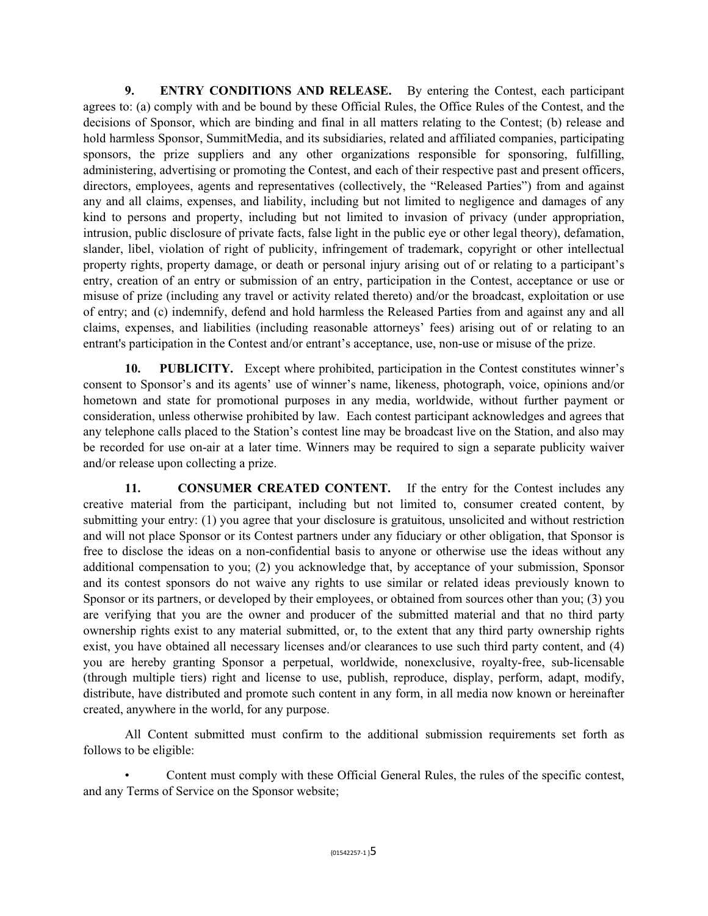**9. ENTRY CONDITIONS AND RELEASE.** By entering the Contest, each participant agrees to: (a) comply with and be bound by these Official Rules, the Office Rules of the Contest, and the decisions of Sponsor, which are binding and final in all matters relating to the Contest; (b) release and hold harmless Sponsor, SummitMedia, and its subsidiaries, related and affiliated companies, participating sponsors, the prize suppliers and any other organizations responsible for sponsoring, fulfilling, administering, advertising or promoting the Contest, and each of their respective past and present officers, directors, employees, agents and representatives (collectively, the "Released Parties") from and against any and all claims, expenses, and liability, including but not limited to negligence and damages of any kind to persons and property, including but not limited to invasion of privacy (under appropriation, intrusion, public disclosure of private facts, false light in the public eye or other legal theory), defamation, slander, libel, violation of right of publicity, infringement of trademark, copyright or other intellectual property rights, property damage, or death or personal injury arising out of or relating to a participant's entry, creation of an entry or submission of an entry, participation in the Contest, acceptance or use or misuse of prize (including any travel or activity related thereto) and/or the broadcast, exploitation or use of entry; and (c) indemnify, defend and hold harmless the Released Parties from and against any and all claims, expenses, and liabilities (including reasonable attorneys' fees) arising out of or relating to an entrant's participation in the Contest and/or entrant's acceptance, use, non-use or misuse of the prize.

**10. PUBLICITY.** Except where prohibited, participation in the Contest constitutes winner's consent to Sponsor's and its agents' use of winner's name, likeness, photograph, voice, opinions and/or hometown and state for promotional purposes in any media, worldwide, without further payment or consideration, unless otherwise prohibited by law. Each contest participant acknowledges and agrees that any telephone calls placed to the Station's contest line may be broadcast live on the Station, and also may be recorded for use on-air at a later time. Winners may be required to sign a separate publicity waiver and/or release upon collecting a prize.

**11. CONSUMER CREATED CONTENT.** If the entry for the Contest includes any creative material from the participant, including but not limited to, consumer created content, by submitting your entry: (1) you agree that your disclosure is gratuitous, unsolicited and without restriction and will not place Sponsor or its Contest partners under any fiduciary or other obligation, that Sponsor is free to disclose the ideas on a non-confidential basis to anyone or otherwise use the ideas without any additional compensation to you; (2) you acknowledge that, by acceptance of your submission, Sponsor and its contest sponsors do not waive any rights to use similar or related ideas previously known to Sponsor or its partners, or developed by their employees, or obtained from sources other than you; (3) you are verifying that you are the owner and producer of the submitted material and that no third party ownership rights exist to any material submitted, or, to the extent that any third party ownership rights exist, you have obtained all necessary licenses and/or clearances to use such third party content, and (4) you are hereby granting Sponsor a perpetual, worldwide, nonexclusive, royalty-free, sub-licensable (through multiple tiers) right and license to use, publish, reproduce, display, perform, adapt, modify, distribute, have distributed and promote such content in any form, in all media now known or hereinafter created, anywhere in the world, for any purpose.

All Content submitted must confirm to the additional submission requirements set forth as follows to be eligible:

- Content must comply with these Official General Rules, the rules of the specific contest, and any Terms of Service on the Sponsor website;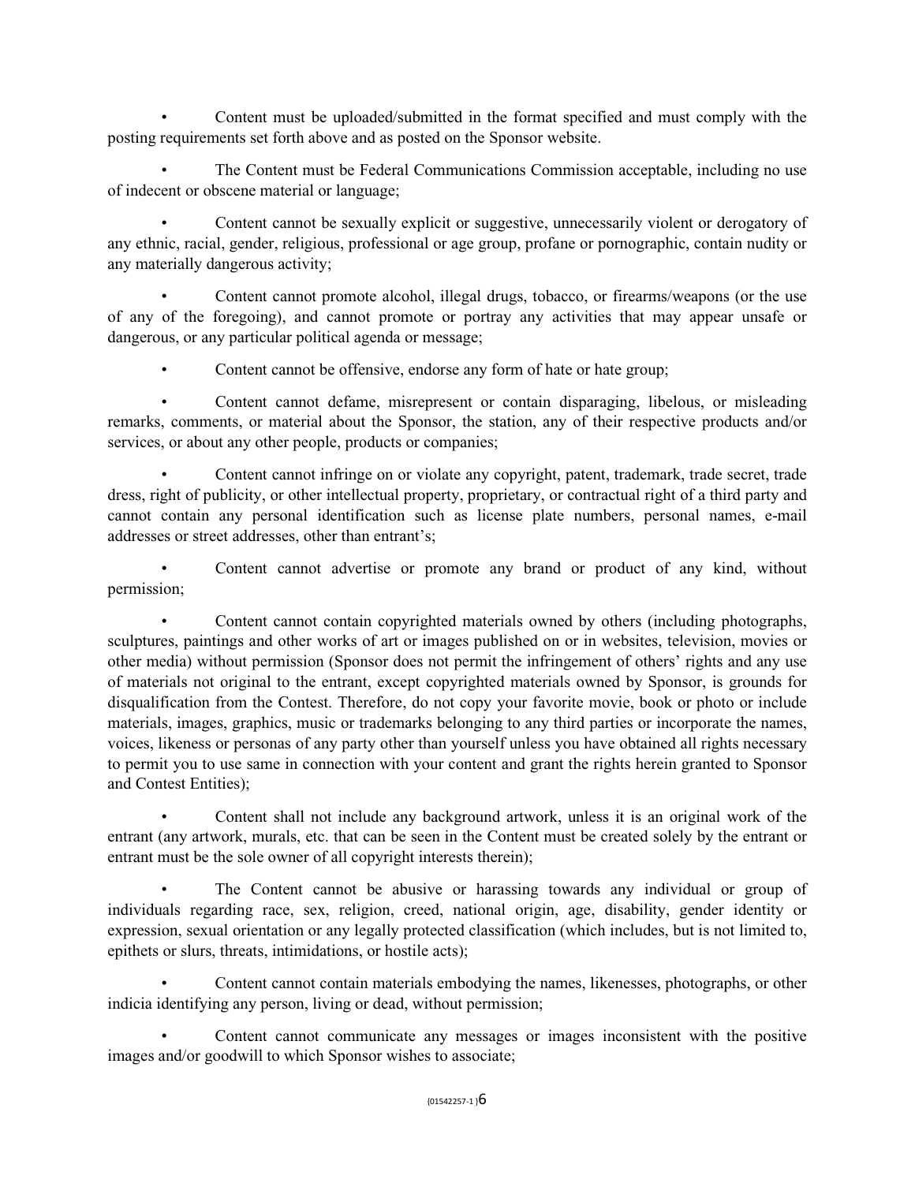- Content must be uploaded/submitted in the format specified and must comply with the posting requirements set forth above and as posted on the Sponsor website.
- The Content must be Federal Communications Commission acceptable, including no use of indecent or obscene material or language;
- Content cannot be sexually explicit or suggestive, unnecessarily violent or derogatory of any ethnic, racial, gender, religious, professional or age group, profane or pornographic, contain nudity or any materially dangerous activity;
- Content cannot promote alcohol, illegal drugs, tobacco, or firearms/weapons (or the use of any of the foregoing), and cannot promote or portray any activities that may appear unsafe or dangerous, or any particular political agenda or message;
- Content cannot be offensive, endorse any form of hate or hate group;
- Content cannot defame, misrepresent or contain disparaging, libelous, or misleading remarks, comments, or material about the Sponsor, the station, any of their respective products and/or services, or about any other people, products or companies;
- Content cannot infringe on or violate any copyright, patent, trademark, trade secret, trade dress, right of publicity, or other intellectual property, proprietary, or contractual right of a third party and cannot contain any personal identification such as license plate numbers, personal names, e-mail addresses or street addresses, other than entrant's;
- Content cannot advertise or promote any brand or product of any kind, without permission;
- Content cannot contain copyrighted materials owned by others (including photographs, sculptures, paintings and other works of art or images published on or in websites, television, movies or other media) without permission (Sponsor does not permit the infringement of others' rights and any use of materials not original to the entrant, except copyrighted materials owned by Sponsor, is grounds for disqualification from the Contest. Therefore, do not copy your favorite movie, book or photo or include materials, images, graphics, music or trademarks belonging to any third parties or incorporate the names, voices, likeness or personas of any party other than yourself unless you have obtained all rights necessary to permit you to use same in connection with your content and grant the rights herein granted to Sponsor and Contest Entities);
- Content shall not include any background artwork, unless it is an original work of the entrant (any artwork, murals, etc. that can be seen in the Content must be created solely by the entrant or entrant must be the sole owner of all copyright interests therein);
- The Content cannot be abusive or harassing towards any individual or group of individuals regarding race, sex, religion, creed, national origin, age, disability, gender identity or expression, sexual orientation or any legally protected classification (which includes, but is not limited to, epithets or slurs, threats, intimidations, or hostile acts);
- Content cannot contain materials embodying the names, likenesses, photographs, or other indicia identifying any person, living or dead, without permission;
- Content cannot communicate any messages or images inconsistent with the positive images and/or goodwill to which Sponsor wishes to associate;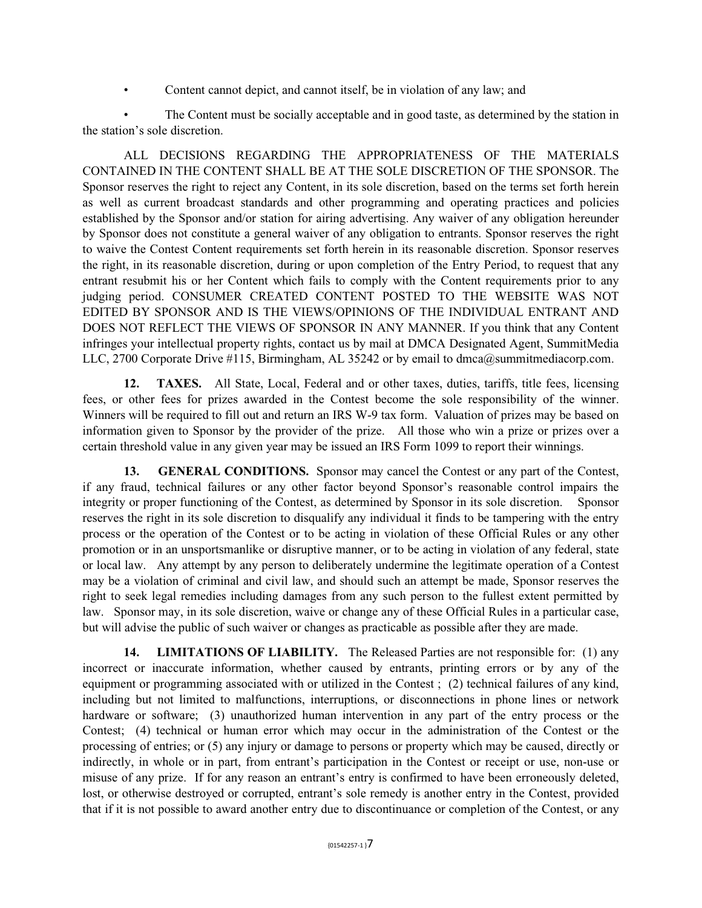- Content cannot depict, and cannot itself, be in violation of any law; and

- The Content must be socially acceptable and in good taste, as determined by the station in the station's sole discretion.

ALL DECISIONS REGARDING THE APPROPRIATENESS OF THE MATERIALS CONTAINED IN THE CONTENT SHALL BE AT THE SOLE DISCRETION OF THE SPONSOR. The Sponsor reserves the right to reject any Content, in its sole discretion, based on the terms set forth herein as well as current broadcast standards and other programming and operating practices and policies established by the Sponsor and/or station for airing advertising. Any waiver of any obligation hereunder by Sponsor does not constitute a general waiver of any obligation to entrants. Sponsor reserves the right to waive the Contest Content requirements set forth herein in its reasonable discretion. Sponsor reserves the right, in its reasonable discretion, during or upon completion of the Entry Period, to request that any entrant resubmit his or her Content which fails to comply with the Content requirements prior to any judging period. CONSUMER CREATED CONTENT POSTED TO THE WEBSITE WAS NOT EDITED BY SPONSOR AND IS THE VIEWS/OPINIONS OF THE INDIVIDUAL ENTRANT AND DOES NOT REFLECT THE VIEWS OF SPONSOR IN ANY MANNER. If you think that any Content infringes your intellectual property rights, contact us by mail at DMCA Designated Agent, SummitMedia LLC, 2700 Corporate Drive #115, Birmingham, AL 35242 or by email to dmca@summitmediacorp.com.

**12. TAXES.** All State, Local, Federal and or other taxes, duties, tariffs, title fees, licensing fees, or other fees for prizes awarded in the Contest become the sole responsibility of the winner. Winners will be required to fill out and return an IRS W-9 tax form. Valuation of prizes may be based on information given to Sponsor by the provider of the prize. All those who win a prize or prizes over a certain threshold value in any given year may be issued an IRS Form 1099 to report their winnings.

**13. GENERAL CONDITIONS.** Sponsor may cancel the Contest or any part of the Contest, if any fraud, technical failures or any other factor beyond Sponsor's reasonable control impairs the integrity or proper functioning of the Contest, as determined by Sponsor in its sole discretion. Sponsor reserves the right in its sole discretion to disqualify any individual it finds to be tampering with the entry process or the operation of the Contest or to be acting in violation of these Official Rules or any other promotion or in an unsportsmanlike or disruptive manner, or to be acting in violation of any federal, state or local law. Any attempt by any person to deliberately undermine the legitimate operation of a Contest may be a violation of criminal and civil law, and should such an attempt be made, Sponsor reserves the right to seek legal remedies including damages from any such person to the fullest extent permitted by law. Sponsor may, in its sole discretion, waive or change any of these Official Rules in a particular case, but will advise the public of such waiver or changes as practicable as possible after they are made.

**14. LIMITATIONS OF LIABILITY.** The Released Parties are not responsible for: (1) any incorrect or inaccurate information, whether caused by entrants, printing errors or by any of the equipment or programming associated with or utilized in the Contest ; (2) technical failures of any kind, including but not limited to malfunctions, interruptions, or disconnections in phone lines or network hardware or software; (3) unauthorized human intervention in any part of the entry process or the Contest; (4) technical or human error which may occur in the administration of the Contest or the processing of entries; or (5) any injury or damage to persons or property which may be caused, directly or indirectly, in whole or in part, from entrant's participation in the Contest or receipt or use, non-use or misuse of any prize. If for any reason an entrant's entry is confirmed to have been erroneously deleted, lost, or otherwise destroyed or corrupted, entrant's sole remedy is another entry in the Contest, provided that if it is not possible to award another entry due to discontinuance or completion of the Contest, or any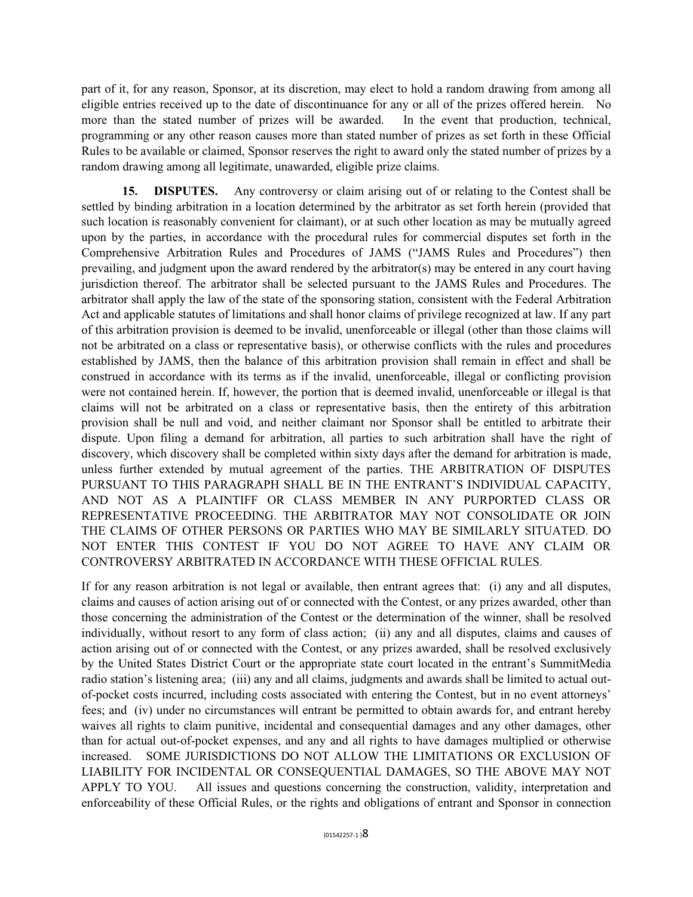part of it, for any reason, Sponsor, at its discretion, may elect to hold a random drawing from among all eligible entries received up to the date of discontinuance for any or all of the prizes offered herein. No more than the stated number of prizes will be awarded. In the event that production, technical, programming or any other reason causes more than stated number of prizes as set forth in these Official Rules to be available or claimed, Sponsor reserves the right to award only the stated number of prizes by a random drawing among all legitimate, unawarded, eligible prize claims.

**15. DISPUTES.** Any controversy or claim arising out of or relating to the Contest shall be settled by binding arbitration in a location determined by the arbitrator as set forth herein (provided that such location is reasonably convenient for claimant), or at such other location as may be mutually agreed upon by the parties, in accordance with the procedural rules for commercial disputes set forth in the Comprehensive Arbitration Rules and Procedures of JAMS ("JAMS Rules and Procedures") then prevailing, and judgment upon the award rendered by the arbitrator(s) may be entered in any court having jurisdiction thereof. The arbitrator shall be selected pursuant to the JAMS Rules and Procedures. The arbitrator shall apply the law of the state of the sponsoring station, consistent with the Federal Arbitration Act and applicable statutes of limitations and shall honor claims of privilege recognized at law. If any part of this arbitration provision is deemed to be invalid, unenforceable or illegal (other than those claims will not be arbitrated on a class or representative basis), or otherwise conflicts with the rules and procedures established by JAMS, then the balance of this arbitration provision shall remain in effect and shall be construed in accordance with its terms as if the invalid, unenforceable, illegal or conflicting provision were not contained herein. If, however, the portion that is deemed invalid, unenforceable or illegal is that claims will not be arbitrated on a class or representative basis, then the entirety of this arbitration provision shall be null and void, and neither claimant nor Sponsor shall be entitled to arbitrate their dispute. Upon filing a demand for arbitration, all parties to such arbitration shall have the right of discovery, which discovery shall be completed within sixty days after the demand for arbitration is made, unless further extended by mutual agreement of the parties. THE ARBITRATION OF DISPUTES PURSUANT TO THIS PARAGRAPH SHALL BE IN THE ENTRANT'S INDIVIDUAL CAPACITY, AND NOT AS A PLAINTIFF OR CLASS MEMBER IN ANY PURPORTED CLASS OR REPRESENTATIVE PROCEEDING. THE ARBITRATOR MAY NOT CONSOLIDATE OR JOIN THE CLAIMS OF OTHER PERSONS OR PARTIES WHO MAY BE SIMILARLY SITUATED. DO NOT ENTER THIS CONTEST IF YOU DO NOT AGREE TO HAVE ANY CLAIM OR CONTROVERSY ARBITRATED IN ACCORDANCE WITH THESE OFFICIAL RULES.

If for any reason arbitration is not legal or available, then entrant agrees that: (i) any and all disputes, claims and causes of action arising out of or connected with the Contest, or any prizes awarded, other than those concerning the administration of the Contest or the determination of the winner, shall be resolved individually, without resort to any form of class action; (ii) any and all disputes, claims and causes of action arising out of or connected with the Contest, or any prizes awarded, shall be resolved exclusively by the United States District Court or the appropriate state court located in the entrant's SummitMedia radio station's listening area; (iii) any and all claims, judgments and awards shall be limited to actual out-of-pocket costs incurred, including costs associated with entering the Contest, but in no event attorneys' fees; and (iv) under no circumstances will entrant be permitted to obtain awards for, and entrant hereby waives all rights to claim punitive, incidental and consequential damages and any other damages, other than for actual out-of-pocket expenses, and any and all rights to have damages multiplied or otherwise increased. SOME JURISDICTIONS DO NOT ALLOW THE LIMITATIONS OR EXCLUSION OF LIABILITY FOR INCIDENTAL OR CONSEQUENTIAL DAMAGES, SO THE ABOVE MAY NOT APPLY TO YOU. All issues and questions concerning the construction, validity, interpretation and enforceability of these Official Rules, or the rights and obligations of entrant and Sponsor in connection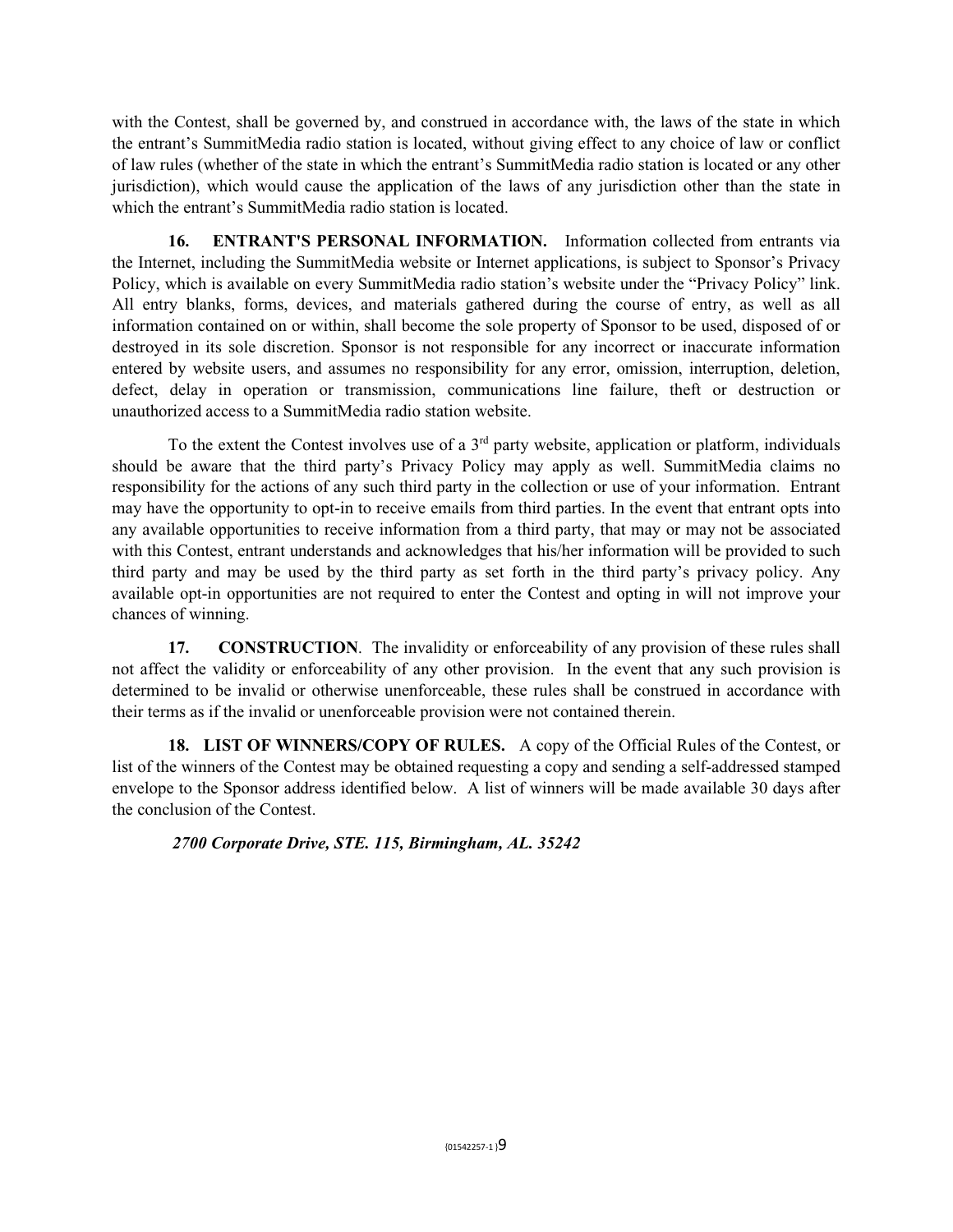with the Contest, shall be governed by, and construed in accordance with, the laws of the state in which the entrant's SummitMedia radio station is located, without giving effect to any choice of law or conflict of law rules (whether of the state in which the entrant's SummitMedia radio station is located or any other jurisdiction), which would cause the application of the laws of any jurisdiction other than the state in which the entrant's SummitMedia radio station is located.

**16. ENTRANT'S PERSONAL INFORMATION.** Information collected from entrants via the Internet, including the SummitMedia website or Internet applications, is subject to Sponsor's Privacy Policy, which is available on every SummitMedia radio station's website under the "Privacy Policy" link. All entry blanks, forms, devices, and materials gathered during the course of entry, as well as all information contained on or within, shall become the sole property of Sponsor to be used, disposed of or destroyed in its sole discretion. Sponsor is not responsible for any incorrect or inaccurate information entered by website users, and assumes no responsibility for any error, omission, interruption, deletion, defect, delay in operation or transmission, communications line failure, theft or destruction or unauthorized access to a SummitMedia radio station website.

To the extent the Contest involves use of a 3rd party website, application or platform, individuals should be aware that the third party's Privacy Policy may apply as well. SummitMedia claims no responsibility for the actions of any such third party in the collection or use of your information. Entrant may have the opportunity to opt-in to receive emails from third parties. In the event that entrant opts into any available opportunities to receive information from a third party, that may or may not be associated with this Contest, entrant understands and acknowledges that his/her information will be provided to such third party and may be used by the third party as set forth in the third party's privacy policy. Any available opt-in opportunities are not required to enter the Contest and opting in will not improve your chances of winning.

**17. CONSTRUCTION**. The invalidity or enforceability of any provision of these rules shall not affect the validity or enforceability of any other provision. In the event that any such provision is determined to be invalid or otherwise unenforceable, these rules shall be construed in accordance with their terms as if the invalid or unenforceable provision were not contained therein.

**18. LIST OF WINNERS/COPY OF RULES.** A copy of the Official Rules of the Contest, or list of the winners of the Contest may be obtained requesting a copy and sending a self-addressed stamped envelope to the Sponsor address identified below. A list of winners will be made available 30 days after the conclusion of the Contest.

***2700 Corporate Drive, STE. 115, Birmingham, AL. 35242***